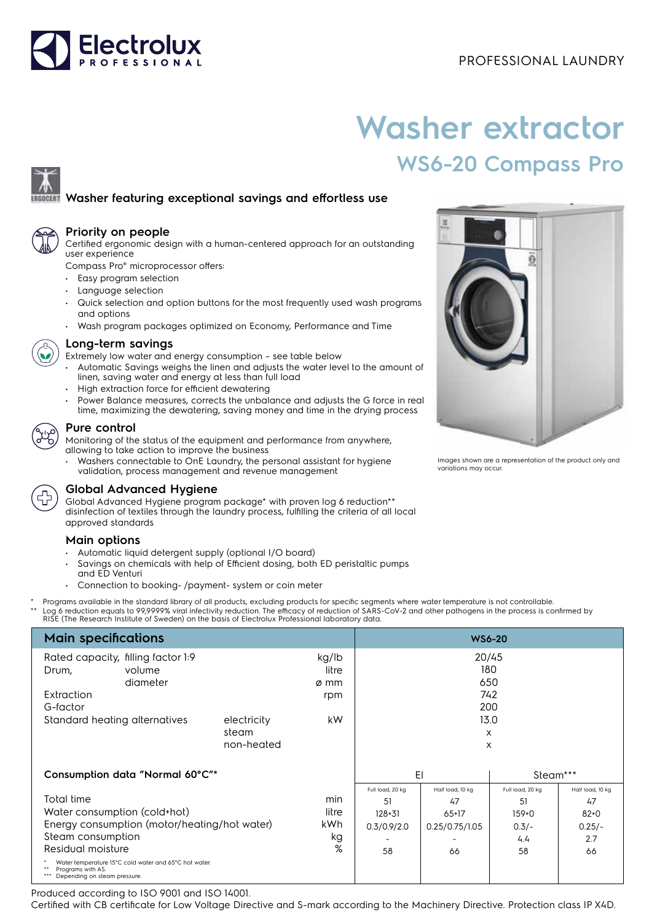PROFESSIONAL LAUNDRY

# Washer extractor

## WS6-20 Compass Pro

### Washer featuring exceptional savings and effortless use

### Priority on people

Certified ergonomic design with a human-centered approach for an outstanding user experience

Compass Pro® microprocessor offers:

- Easy program selection
- Language selection
- Quick selection and option buttons for the most frequently used wash programs and options
- Wash program packages optimized on Economy, Performance and Time

### Long-term savings

Extremely low water and energy consumption – see table below

- Automatic Savings weighs the linen and adjusts the water level to the amount of linen, saving water and energy at less than full load
- High extraction force for efficient dewatering
- Power Balance measures, corrects the unbalance and adjusts the G force in real time, maximizing the dewatering, saving money and time in the drying process

### Pure control

Monitoring of the status of the equipment and performance from anywhere, allowing to take action to improve the business

- Washers connectable to OnE Laundry, the personal assistant for hygiene validation, process management and revenue management

### Global Advanced Hygiene

Global Advanced Hygiene program package* with proven log 6 reduction** disinfection of textiles through the laundry process, fulfilling the criteria of all local approved standards

### Main options

- Automatic liquid detergent supply (optional I/O board)
- Savings on chemicals with help of Efficient dosing, both ED peristaltic pumps and ED Venturi
- Connection to booking- /payment- system or coin meter

Images shown are a representation of the product only and variations may occur.

\* Programs available in the standard library of all products, excluding products for specific segments where water temperature is not controllable.
\*\* Log 6 reduction equals to 99,9999% viral infectivity reduction. The efficacy of reduction of SARS-CoV-2 and other pathogens in the process is confirmed by RISE (The Research Institute of Sweden) on the basis of Electrolux Professional laboratory data.

| Main specifications | | | WS6-20 | | | |
|---|---|---|---|---|---|---|
| Rated capacity, filling factor 1:9 | | kg/lb | 20/45 | | | |
| Drum, volume | | litre | 180 | | | |
| Drum, diameter | | ø mm | 650 | | | |
| Extraction | | rpm | 742 | | | |
| G-factor | | | 200 | | | |
| Standard heating alternatives | electricity | kW | 13.0 | | | |
| | steam | | x | | | |
| | non-heated | | x | | | |
| **Consumption data "Normal 60°C"*** | | | El | | Steam*** | |
| | | | Full load, 20 kg | Half load, 10 kg | Full load, 20 kg | Half load, 10 kg |
| Total time | | min | 51 | 47 | 51 | 47 |
| Water consumption (cold+hot) | | litre | 128+31 | 65+17 | 159+0 | 82+0 |
| Energy consumption (motor/heating/hot water) | | kWh | 0.3/0.9/2.0 | 0.25/0.75/1.05 | 0.3/- | 0.25/- |
| Steam consumption | | kg | - | - | 4.4 | 2.7 |
| Residual moisture | | % | 58 | 66 | 58 | 66 |

\* Water temperature 15°C cold water and 65°C hot water.
\*\* Programs with AS.
\*\*\* Depending on steam pressure.

Produced according to ISO 9001 and ISO 14001.
Certified with CB certificate for Low Voltage Directive and S-mark according to the Machinery Directive. Protection class IP X4D.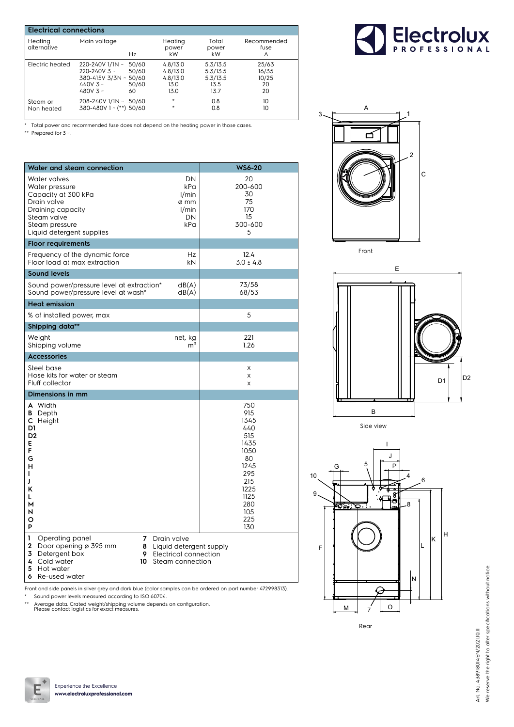| Electrical connections | | | | | |
|---|---|---|---|---|---|
| Heating alternative | Main voltage | Hz | Heating power kW | Total power kW | Recommended fuse A |
| Electric heated | 220-240V 1/1N ~ | 50/60 | 4.8/13.0 | 5.3/13.5 | 25/63 |
| | 220-240V 3 ~ | 50/60 | 4.8/13.0 | 5.3/13.5 | 16/35 |
| | 380-415V 3/3N ~ | 50/60 | 4.8/13.0 | 5.3/13.5 | 10/25 |
| | 440V 3 ~ | 50/60 | 13.0 | 13.5 | 20 |
| | 480V 3 ~ | 60 | 13.0 | 13.7 | 20 |
| Steam or Non heated | 208-240V 1/1N ~ | 50/60 | * | 0.8 | 10 |
| | 380-480V 1 ~ (**) | 50/60 | * | 0.8 | 10 |

\* Total power and recommended fuse does not depend on the heating power in those cases.
\*\* Prepared for 3 ~.

| Water and steam connection | | WS6-20 |
|---|---|---|
| Water valves | DN | 20 |
| Water pressure | kPa | 200-600 |
| Capacity at 300 kPa | l/min | 30 |
| Drain valve | ø mm | 75 |
| Draining capacity | l/min | 170 |
| Steam valve | DN | 15 |
| Steam pressure | kPa | 300-600 |
| Liquid detergent supplies | | 5 |
| **Floor requirements** | | |
| Frequency of the dynamic force | Hz | 12.4 |
| Floor load at max extraction | kN | 3.0 ± 4.8 |
| **Sound levels** | | |
| Sound power/pressure level at extraction* | dB(A) | 73/58 |
| Sound power/pressure level at wash* | dB(A) | 68/53 |
| **Heat emission** | | |
| % of installed power, max | | 5 |
| **Shipping data\*\*** | | |
| Weight | net, kg | 221 |
| Shipping volume | m³ | 1.26 |
| **Accessories** | | |
| Steel base | | x |
| Hose kits for water or steam | | x |
| Fluff collector | | x |
| **Dimensions in mm** | | |
| **A** Width | | 750 |
| **B** Depth | | 915 |
| **C** Height | | 1345 |
| **D1** | | 440 |
| **D2** | | 515 |
| **E** | | 1435 |
| **F** | | 1050 |
| **G** | | 80 |
| **H** | | 1245 |
| **I** | | 295 |
| **J** | | 215 |
| **K** | | 1225 |
| **L** | | 1125 |
| **M** | | 280 |
| **N** | | 105 |
| **O** | | 225 |
| **P** | | 130 |

1. Operating panel
2. Door opening ø 395 mm
3. Detergent box
4. Cold water
5. Hot water
6. Re-used water
7. Drain valve
8. Liquid detergent supply
9. Electrical connection
10. Steam connection

Front and side panels in silver grey and dark blue (color samples can be ordered on part number 472998313).

\* Sound power levels measured according to ISO 60704.

\*\* Average data. Crated weight/shipping volume depends on configuration. Please contact logistics for exact measures.

Front

Side view

Rear

Experience the Excellence
**www.electroluxprofessional.com**

Art. No. 438918014EN/20211011
We reserve the right to alter specifications without notice.